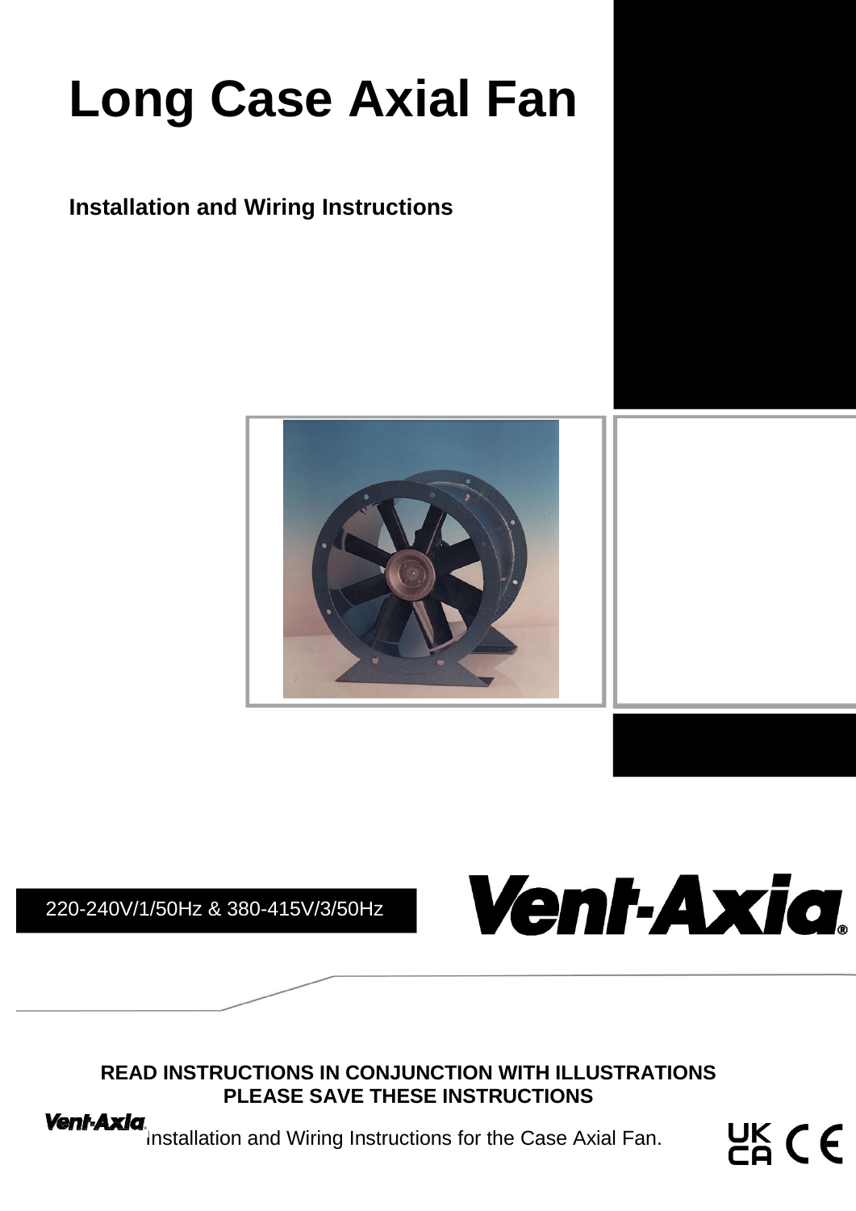# Long Case Axial Fan

## Installation and Wiring Instructions

220-240V/1/50Hz & 380-415V/3/50Hz

**READ INSTRUCTIONS IN CONJUNCTION WITH ILLUSTRATIONS**
**PLEASE SAVE THESE INSTRUCTIONS**

Installation and Wiring Instructions for the Case Axial Fan.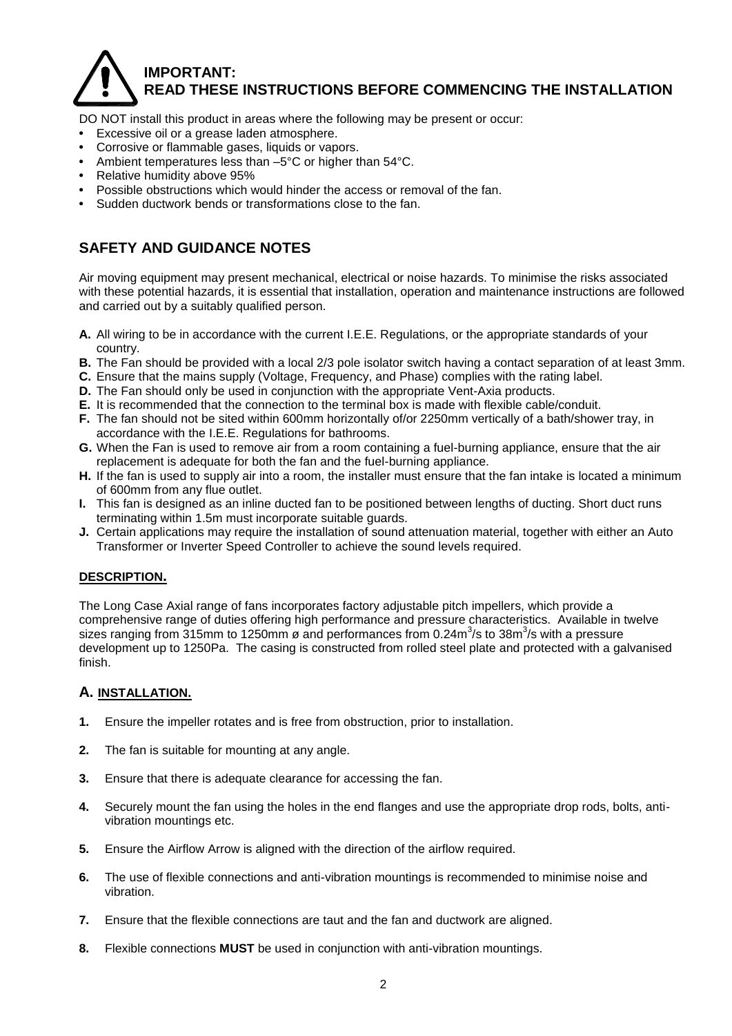# IMPORTANT:
# READ THESE INSTRUCTIONS BEFORE COMMENCING THE INSTALLATION

DO NOT install this product in areas where the following may be present or occur:

- Excessive oil or a grease laden atmosphere.
- Corrosive or flammable gases, liquids or vapors.
- Ambient temperatures less than –5°C or higher than 54°C.
- Relative humidity above 95%
- Possible obstructions which would hinder the access or removal of the fan.
- Sudden ductwork bends or transformations close to the fan.

## SAFETY AND GUIDANCE NOTES

Air moving equipment may present mechanical, electrical or noise hazards. To minimise the risks associated with these potential hazards, it is essential that installation, operation and maintenance instructions are followed and carried out by a suitably qualified person.

**A.** All wiring to be in accordance with the current I.E.E. Regulations, or the appropriate standards of your country.

**B.** The Fan should be provided with a local 2/3 pole isolator switch having a contact separation of at least 3mm.

**C.** Ensure that the mains supply (Voltage, Frequency, and Phase) complies with the rating label.

**D.** The Fan should only be used in conjunction with the appropriate Vent-Axia products.

**E.** It is recommended that the connection to the terminal box is made with flexible cable/conduit.

**F.** The fan should not be sited within 600mm horizontally of/or 2250mm vertically of a bath/shower tray, in accordance with the I.E.E. Regulations for bathrooms.

**G.** When the Fan is used to remove air from a room containing a fuel-burning appliance, ensure that the air replacement is adequate for both the fan and the fuel-burning appliance.

**H.** If the fan is used to supply air into a room, the installer must ensure that the fan intake is located a minimum of 600mm from any flue outlet.

**I.** This fan is designed as an inline ducted fan to be positioned between lengths of ducting. Short duct runs terminating within 1.5m must incorporate suitable guards.

**J.** Certain applications may require the installation of sound attenuation material, together with either an Auto Transformer or Inverter Speed Controller to achieve the sound levels required.

### DESCRIPTION.

The Long Case Axial range of fans incorporates factory adjustable pitch impellers, which provide a comprehensive range of duties offering high performance and pressure characteristics. Available in twelve sizes ranging from 315mm to 1250mm ø and performances from 0.24$m^3$/s to 38$m^3$/s with a pressure development up to 1250Pa. The casing is constructed from rolled steel plate and protected with a galvanised finish.

## A. INSTALLATION.

**1.** Ensure the impeller rotates and is free from obstruction, prior to installation.

**2.** The fan is suitable for mounting at any angle.

**3.** Ensure that there is adequate clearance for accessing the fan.

**4.** Securely mount the fan using the holes in the end flanges and use the appropriate drop rods, bolts, anti-vibration mountings etc.

**5.** Ensure the Airflow Arrow is aligned with the direction of the airflow required.

**6.** The use of flexible connections and anti-vibration mountings is recommended to minimise noise and vibration.

**7.** Ensure that the flexible connections are taut and the fan and ductwork are aligned.

**8.** Flexible connections **MUST** be used in conjunction with anti-vibration mountings.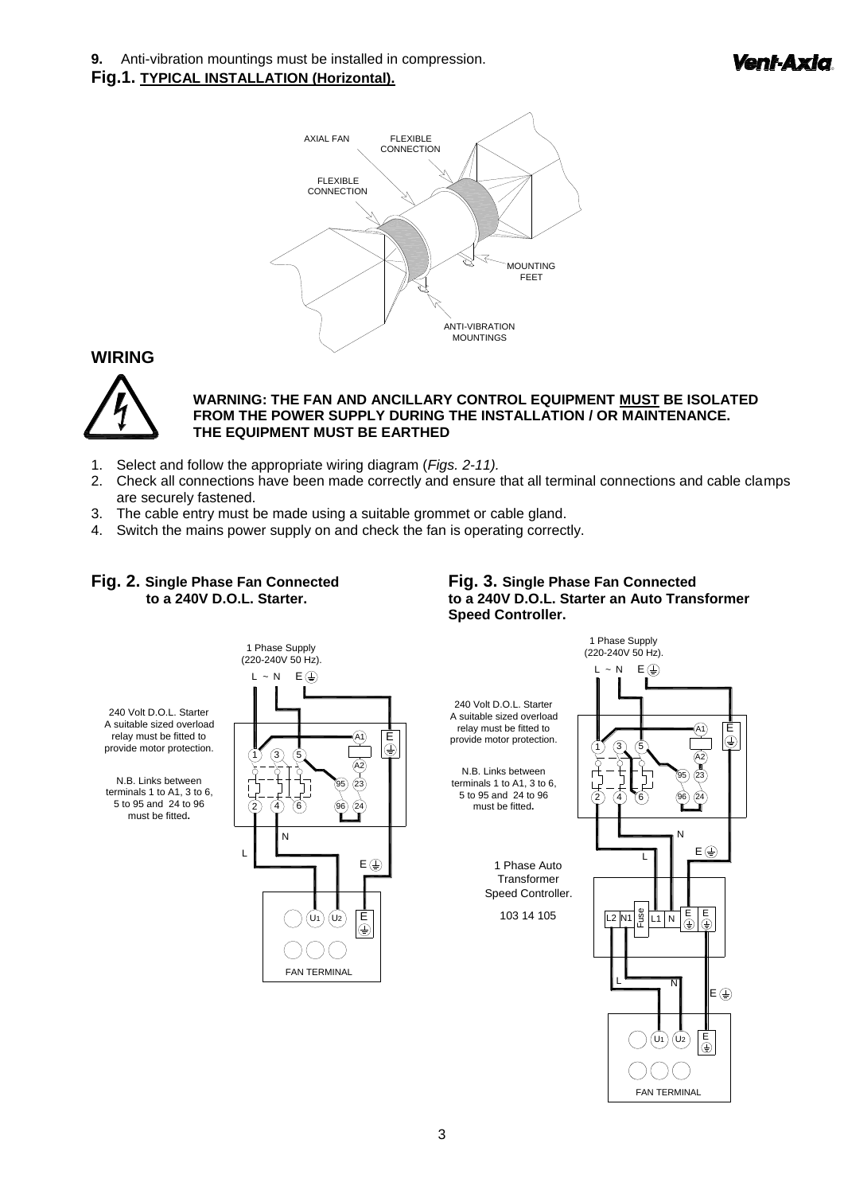**9.** Anti-vibration mountings must be installed in compression.

**Fig.1. TYPICAL INSTALLATION (Horizontal).**

AXIAL FAN, FLEXIBLE CONNECTION, FLEXIBLE CONNECTION, MOUNTING FEET, ANTI-VIBRATION MOUNTINGS

## WIRING

**WARNING: THE FAN AND ANCILLARY CONTROL EQUIPMENT MUST BE ISOLATED FROM THE POWER SUPPLY DURING THE INSTALLATION / OR MAINTENANCE. THE EQUIPMENT MUST BE EARTHED**

1. Select and follow the appropriate wiring diagram (*Figs. 2-11).*
2. Check all connections have been made correctly and ensure that all terminal connections and cable clamps are securely fastened.
3. The cable entry must be made using a suitable grommet or cable gland.
4. Switch the mains power supply on and check the fan is operating correctly.

**Fig. 2. Single Phase Fan Connected to a 240V D.O.L. Starter.**

1 Phase Supply (220-240V 50 Hz).

240 Volt D.O.L. Starter
A suitable sized overload relay must be fitted to provide motor protection.

N.B. Links between terminals 1 to A1, 3 to 6, 5 to 95 and 24 to 96 must be fitted**.**

FAN TERMINAL

**Fig. 3. Single Phase Fan Connected to a 240V D.O.L. Starter an Auto Transformer Speed Controller.**

1 Phase Supply (220-240V 50 Hz).

240 Volt D.O.L. Starter
A suitable sized overload relay must be fitted to provide motor protection.

N.B. Links between terminals 1 to A1, 3 to 6, 5 to 95 and 24 to 96 must be fitted**.**

1 Phase Auto Transformer Speed Controller.

103 14 105

FAN TERMINAL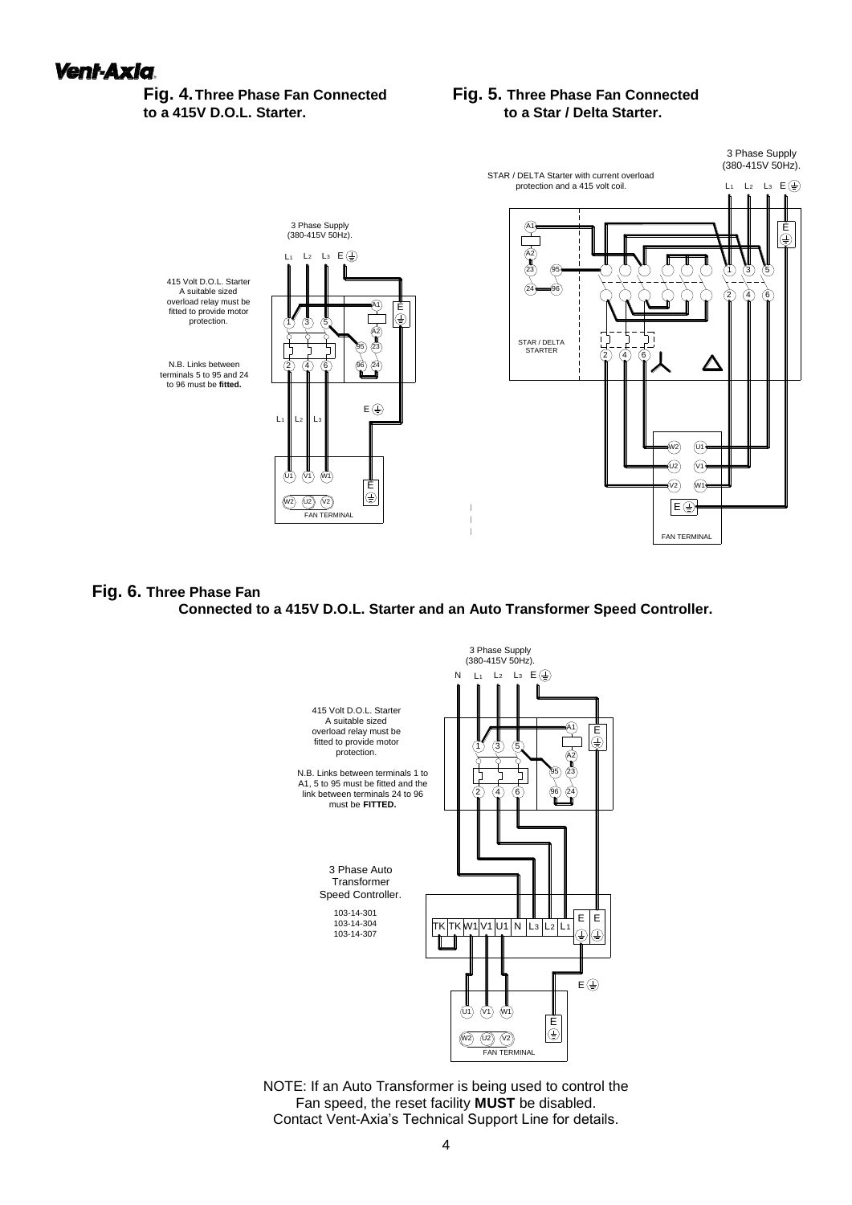**Fig. 4. Three Phase Fan Connected to a 415V D.O.L. Starter.**

3 Phase Supply (380-415V 50Hz).

415 Volt D.O.L. Starter
A suitable sized overload relay must be fitted to provide motor protection.

N.B. Links between terminals 5 to 95 and 24 to 96 must be **fitted.**

FAN TERMINAL

**Fig. 5. Three Phase Fan Connected to a Star / Delta Starter.**

STAR / DELTA Starter with current overload protection and a 415 volt coil.

3 Phase Supply (380-415V 50Hz).

STAR / DELTA STARTER

FAN TERMINAL

**Fig. 6. Three Phase Fan Connected to a 415V D.O.L. Starter and an Auto Transformer Speed Controller.**

3 Phase Supply (380-415V 50Hz).

415 Volt D.O.L. Starter
A suitable sized overload relay must be fitted to provide motor protection.

N.B. Links between terminals 1 to A1, 5 to 95 must be fitted and the link between terminals 24 to 96 must be **FITTED.**

3 Phase Auto Transformer Speed Controller.
103-14-301
103-14-304
103-14-307

FAN TERMINAL

NOTE: If an Auto Transformer is being used to control the Fan speed, the reset facility **MUST** be disabled. Contact Vent-Axia's Technical Support Line for details.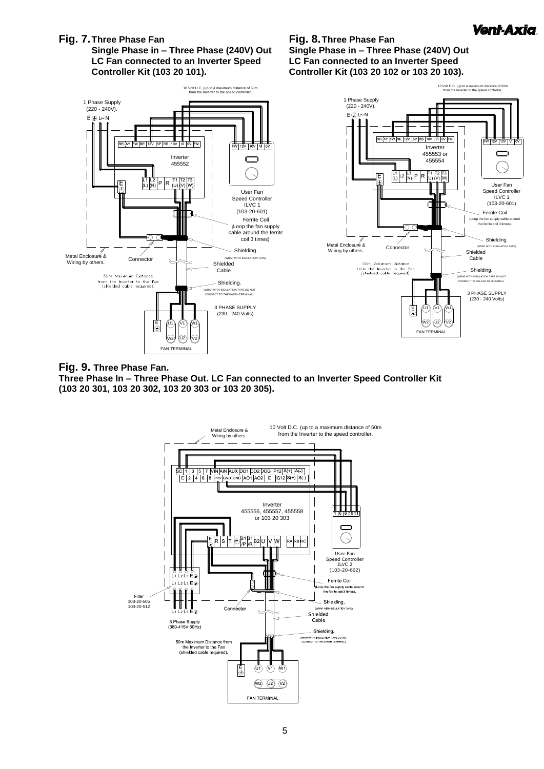**Fig. 7. Three Phase Fan**
**Single Phase in – Three Phase (240V) Out LC Fan connected to an Inverter Speed Controller Kit (103 20 101).**

10 Volt D.C. (up to a maximum distance of 50m from the Inverter to the speed controller.

1 Phase Supply (220 - 240V).

E L~ N

RELAY FW RE 12V SP RS 10V VI 0V FM

Inverter 455552

L1 (L) L2 (N) P R T1 (U) T2 (V) T3 (W)

FW 12V 10V VI 0V

User Fan Speed Controller ILVC 1 (103-20-601)

Ferrite Coil (Loop the fan supply cable around the ferrite coil 3 times).

Shielding. (WRAP WITH INSULATION TAPE).

Metal Enclosure & Wiring by others.

Connector

Shielded Cable

50m Maximum Distance from the Inverter to the Fan (shielded cable required).

Shielding. (WRAP WITH INSULATION TAPE DO NOT CONNECT TO THE EARTH TERMINAL).

3 PHASE SUPPLY (230 - 240 Volts)

E U1 V1 W1 W2 U2 V2

FAN TERMINAL

**Fig. 8. Three Phase Fan**
**Single Phase in – Three Phase (240V) Out LC Fan connected to an Inverter Speed Controller Kit (103 20 102 or 103 20 103).**

10 Volt D.C. (up to a maximum distance of 50m from the Inverter to the speed controller.

1 Phase Supply (220 - 240V).

E L~ N

RELAY FW RE 12V SP RS 10V VI 0V FM

Inverter 455553 or 455554

L1 (L) L2 S (N) P R T1 (U) T2 (V) T3 (W)

FW 12V 10V VI 0V

User Fan Speed Controller ILVC 1 (103-20-601)

Ferrite Coil (Loop the fan supply cable around the ferrite coil 3 times).

Shielding. (WRAP WITH INSULATION TAPE).

Metal Enclosure & Wiring by others.

Connector

Shielded Cable

50m Maximum Distance from the Inverter to the Fan (shielded cable required).

Shielding. (WRAP WITH INSULATION TAPE DO NOT CONNECT TO THE EARTH TERMINAL).

3 PHASE SUPPLY (230 - 240 Volts)

E U1 V1 W1 W2 U2 V2

FAN TERMINAL

**Fig. 9. Three Phase Fan.**
**Three Phase In – Three Phase Out. LC Fan connected to an Inverter Speed Controller Kit (103 20 301, 103 20 302, 103 20 303 or 103 20 305).**

Metal Enclosure & Wiring by others.

10 Volt D.C. (up to a maximum distance of 50m from the Inverter to the speed controller.

SC 1 3 5 7 VIN AIN AUX DO1 DO2 DOG IP12 A(+) A(-)
E 2 4 6 8 +15V GND GND AO1 AO2 E IG12 S(+) S(-)

Inverter 455556, 455557, 455558 or 103 20 303

E R S T – B1/P B1/R B2 U V W RA RB RC

1 6 8 10 11

User Fan Speed Controller ILVC 2 (103-20-602)

Ferrite Coil (Loop the fan supply cable around the ferrite coil 3 times).

Filter 103-20-505 103-20-512

L1 L2 L3 E

Connector

Shielding. (WRAP WITH INSULATION TAPE).

Shielded Cable

3 Phase Supply (380-415V 50Hz)

50m Maximum Distance from the Inverter to the Fan (shielded cable required).

Shielding. (WRAP WITH INSULATION TAPE DO NOT CONNECT TO THE EARTH TERMINAL).

E U1 V1 W1 W2 U2 V2

FAN TERMINAL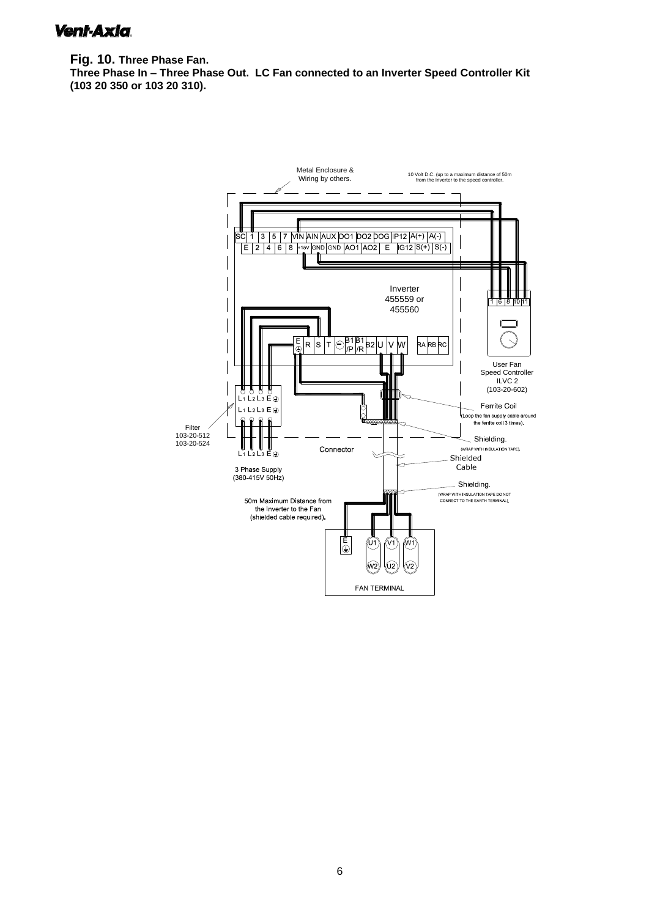**Fig. 10. Three Phase Fan.**
**Three Phase In – Three Phase Out. LC Fan connected to an Inverter Speed Controller Kit (103 20 350 or 103 20 310).**

Metal Enclosure & Wiring by others.

10 Volt D.C. (up to a maximum distance of 50m from the Inverter to the speed controller.

SC 1 3 5 7 VIN AIN AUX DO1 DO2 DOG IP12 A(+) A(-)

E 2 4 6 8 +15V GND GND AO1 AO2 E IG12 S(+) S(-)

Inverter 455559 or 455560

E R S T B1/P B1/R B2 U V W RA RB RC

1 6 8 10 11

User Fan Speed Controller ILVC 2 (103-20-602)

Ferrite Coil (Loop the fan supply cable around the ferrite coil 3 times).

Shielding. (WRAP WITH INSULATION TAPE).

Filter 103-20-512 103-20-524

L1 L2 L3 E

Connector

Shielded Cable

3 Phase Supply (380-415V 50Hz)

Shielding. (WRAP WITH INSULATION TAPE DO NOT CONNECT TO THE EARTH TERMINAL).

50m Maximum Distance from the Inverter to the Fan (shielded cable required).

E U1 V1 W1

W2 U2 V2

FAN TERMINAL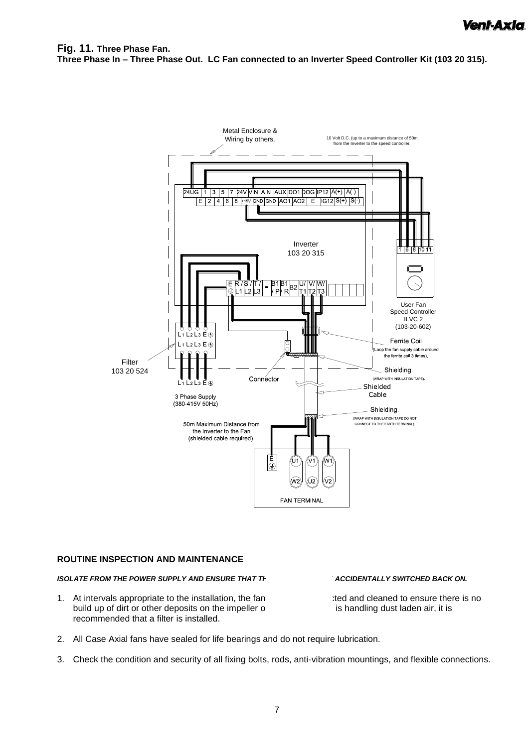**Fig. 11. Three Phase Fan.**
**Three Phase In – Three Phase Out. LC Fan connected to an Inverter Speed Controller Kit (103 20 315).**

Metal Enclosure & Wiring by others.

10 Volt D.C. (up to a maximum distance of 50m from the Inverter to the speed controller.

Inverter 103 20 315

User Fan Speed Controller ILVC 2 (103-20-602)

Ferrite Coil (Loop the fan supply cable around the ferrite coil 3 times).

Filter 103 20 524

Shielding. (WRAP WITH INSULATION TAPE).

Connector

Shielded Cable

3 Phase Supply (380-415V 50Hz)

Shielding. (WRAP WITH INSULATION TAPE DO NOT CONNECT TO THE EARTH TERMINAL).

50m Maximum Distance from the Inverter to the Fan (shielded cable required).

FAN TERMINAL

## ROUTINE INSPECTION AND MAINTENANCE

***ISOLATE FROM THE POWER SUPPLY AND ENSURE THAT TH... ACCIDENTALLY SWITCHED BACK ON.***

1. At intervals appropriate to the installation, the fan ...cted and cleaned to ensure there is no build up of dirt or other deposits on the impeller o... is handling dust laden air, it is recommended that a filter is installed.

2. All Case Axial fans have sealed for life bearings and do not require lubrication.

3. Check the condition and security of all fixing bolts, rods, anti-vibration mountings, and flexible connections.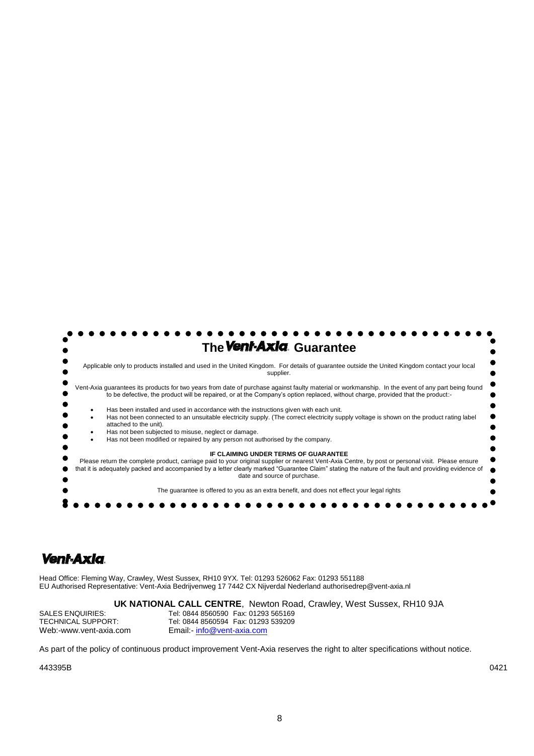## The Vent-Axia Guarantee

Applicable only to products installed and used in the United Kingdom. For details of guarantee outside the United Kingdom contact your local supplier.

Vent-Axia guarantees its products for two years from date of purchase against faulty material or workmanship. In the event of any part being found to be defective, the product will be repaired, or at the Company's option replaced, without charge, provided that the product:-

- Has been installed and used in accordance with the instructions given with each unit.
- Has not been connected to an unsuitable electricity supply. (The correct electricity supply voltage is shown on the product rating label attached to the unit).
- Has not been subjected to misuse, neglect or damage.
- Has not been modified or repaired by any person not authorised by the company.

**IF CLAIMING UNDER TERMS OF GUARANTEE**

Please return the complete product, carriage paid to your original supplier or nearest Vent-Axia Centre, by post or personal visit. Please ensure that it is adequately packed and accompanied by a letter clearly marked "Guarantee Claim" stating the nature of the fault and providing evidence of date and source of purchase.

The guarantee is offered to you as an extra benefit, and does not effect your legal rights

**Vent-Axia**

Head Office: Fleming Way, Crawley, West Sussex, RH10 9YX. Tel: 01293 526062 Fax: 01293 551188
EU Authorised Representative: Vent-Axia Bedrijvenweg 17 7442 CX Nijverdal Nederland authorisedrep@vent-axia.nl

**UK NATIONAL CALL CENTRE**, Newton Road, Crawley, West Sussex, RH10 9JA

SALES ENQUIRIES: Tel: 0844 8560590 Fax: 01293 565169
TECHNICAL SUPPORT: Tel: 0844 8560594 Fax: 01293 539209
Web:-www.vent-axia.com Email:- info@vent-axia.com

As part of the policy of continuous product improvement Vent-Axia reserves the right to alter specifications without notice.

443395B 0421